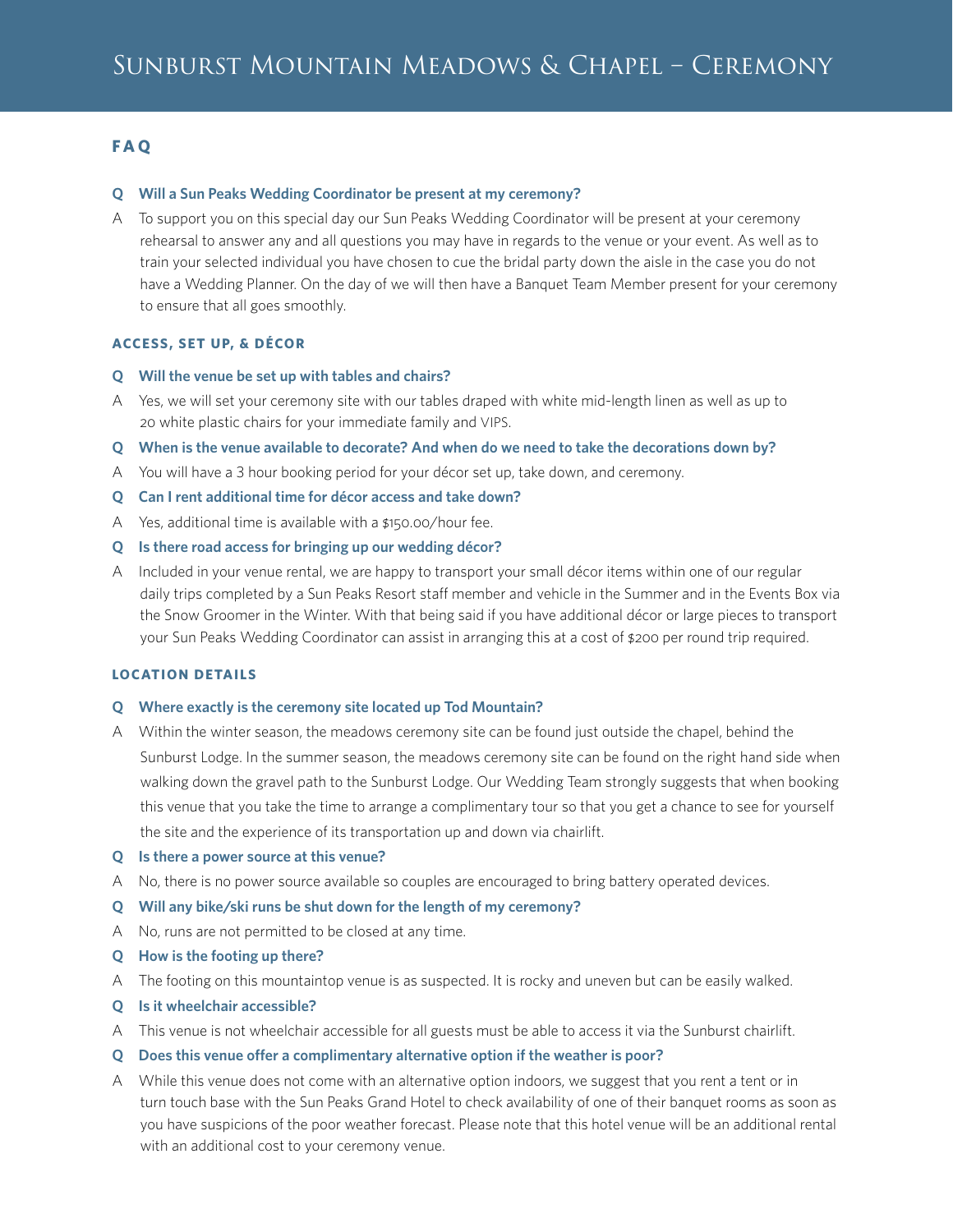# Sunburst Mountain Meadows & Chapel – Ceremony

## FAQ

**Q Will a Sun Peaks Wedding Coordinator be present at my ceremony?**

A To support you on this special day our Sun Peaks Wedding Coordinator will be present at your ceremony rehearsal to answer any and all questions you may have in regards to the venue or your event. As well as to train your selected individual you have chosen to cue the bridal party down the aisle in the case you do not have a Wedding Planner. On the day of we will then have a Banquet Team Member present for your ceremony to ensure that all goes smoothly.

### ACCESS, SET UP, & DÉCOR

**Q Will the venue be set up with tables and chairs?**

A Yes, we will set your ceremony site with our tables draped with white mid-length linen as well as up to 20 white plastic chairs for your immediate family and VIPS.

**Q When is the venue available to decorate? And when do we need to take the decorations down by?**

A You will have a 3 hour booking period for your décor set up, take down, and ceremony.

**Q Can I rent additional time for décor access and take down?**

A Yes, additional time is available with a $150.00/hour fee.

**Q Is there road access for bringing up our wedding décor?**

A Included in your venue rental, we are happy to transport your small décor items within one of our regular daily trips completed by a Sun Peaks Resort staff member and vehicle in the Summer and in the Events Box via the Snow Groomer in the Winter. With that being said if you have additional décor or large pieces to transport your Sun Peaks Wedding Coordinator can assist in arranging this at a cost of $200 per round trip required.

### LOCATION DETAILS

**Q Where exactly is the ceremony site located up Tod Mountain?**

A Within the winter season, the meadows ceremony site can be found just outside the chapel, behind the Sunburst Lodge. In the summer season, the meadows ceremony site can be found on the right hand side when walking down the gravel path to the Sunburst Lodge. Our Wedding Team strongly suggests that when booking this venue that you take the time to arrange a complimentary tour so that you get a chance to see for yourself the site and the experience of its transportation up and down via chairlift.

**Q Is there a power source at this venue?**

A No, there is no power source available so couples are encouraged to bring battery operated devices.

**Q Will any bike/ski runs be shut down for the length of my ceremony?**

A No, runs are not permitted to be closed at any time.

**Q How is the footing up there?**

A The footing on this mountaintop venue is as suspected. It is rocky and uneven but can be easily walked.

**Q Is it wheelchair accessible?**

A This venue is not wheelchair accessible for all guests must be able to access it via the Sunburst chairlift.

**Q Does this venue offer a complimentary alternative option if the weather is poor?**

A While this venue does not come with an alternative option indoors, we suggest that you rent a tent or in turn touch base with the Sun Peaks Grand Hotel to check availability of one of their banquet rooms as soon as you have suspicions of the poor weather forecast. Please note that this hotel venue will be an additional rental with an additional cost to your ceremony venue.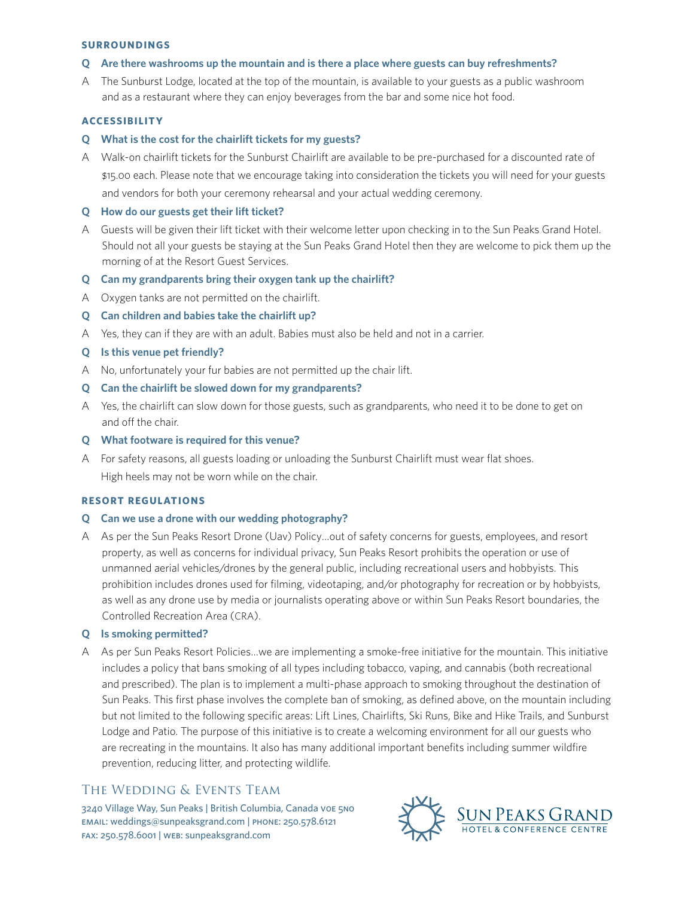## SURROUNDINGS

**Q Are there washrooms up the mountain and is there a place where guests can buy refreshments?**

A The Sunburst Lodge, located at the top of the mountain, is available to your guests as a public washroom and as a restaurant where they can enjoy beverages from the bar and some nice hot food.

## ACCESSIBILITY

**Q What is the cost for the chairlift tickets for my guests?**

A Walk-on chairlift tickets for the Sunburst Chairlift are available to be pre-purchased for a discounted rate of $15.00 each. Please note that we encourage taking into consideration the tickets you will need for your guests and vendors for both your ceremony rehearsal and your actual wedding ceremony.

**Q How do our guests get their lift ticket?**

A Guests will be given their lift ticket with their welcome letter upon checking in to the Sun Peaks Grand Hotel. Should not all your guests be staying at the Sun Peaks Grand Hotel then they are welcome to pick them up the morning of at the Resort Guest Services.

**Q Can my grandparents bring their oxygen tank up the chairlift?**

A Oxygen tanks are not permitted on the chairlift.

**Q Can children and babies take the chairlift up?**

A Yes, they can if they are with an adult. Babies must also be held and not in a carrier.

**Q Is this venue pet friendly?**

A No, unfortunately your fur babies are not permitted up the chair lift.

**Q Can the chairlift be slowed down for my grandparents?**

A Yes, the chairlift can slow down for those guests, such as grandparents, who need it to be done to get on and off the chair.

**Q What footware is required for this venue?**

A For safety reasons, all guests loading or unloading the Sunburst Chairlift must wear flat shoes. High heels may not be worn while on the chair.

## RESORT REGULATIONS

**Q Can we use a drone with our wedding photography?**

A As per the Sun Peaks Resort Drone (Uav) Policy…out of safety concerns for guests, employees, and resort property, as well as concerns for individual privacy, Sun Peaks Resort prohibits the operation or use of unmanned aerial vehicles/drones by the general public, including recreational users and hobbyists. This prohibition includes drones used for filming, videotaping, and/or photography for recreation or by hobbyists, as well as any drone use by media or journalists operating above or within Sun Peaks Resort boundaries, the Controlled Recreation Area (CRA).

**Q Is smoking permitted?**

A As per Sun Peaks Resort Policies…we are implementing a smoke-free initiative for the mountain. This initiative includes a policy that bans smoking of all types including tobacco, vaping, and cannabis (both recreational and prescribed). The plan is to implement a multi-phase approach to smoking throughout the destination of Sun Peaks. This first phase involves the complete ban of smoking, as defined above, on the mountain including but not limited to the following specific areas: Lift Lines, Chairlifts, Ski Runs, Bike and Hike Trails, and Sunburst Lodge and Patio. The purpose of this initiative is to create a welcoming environment for all our guests who are recreating in the mountains. It also has many additional important benefits including summer wildfire prevention, reducing litter, and protecting wildlife.

## The Wedding & Events Team

3240 Village Way, Sun Peaks | British Columbia, Canada V0E 5N0
EMAIL: weddings@sunpeaksgrand.com | PHONE: 250.578.6121
FAX: 250.578.6001 | WEB: sunpeaksgrand.com

SUN PEAKS GRAND
HOTEL & CONFERENCE CENTRE